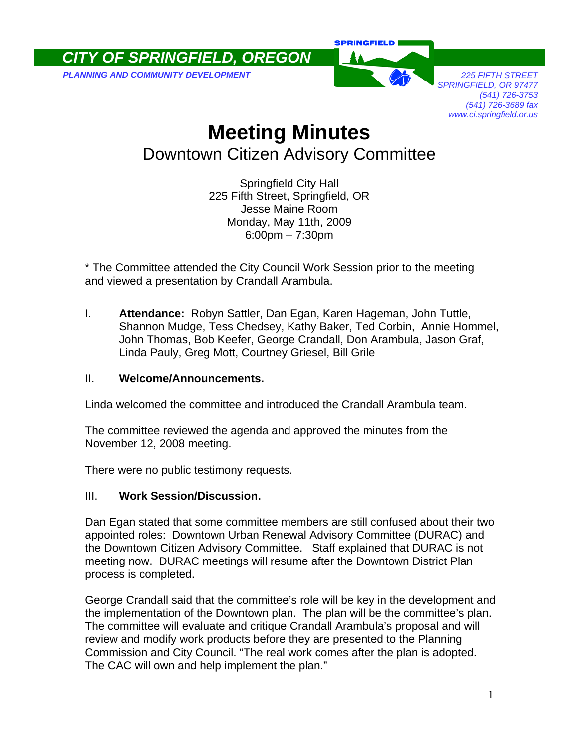**CITY OF SPRINGFIELD, OREGON**

*PLANNING AND COMMUNITY DEVELOPMENT*

*225 FIFTH STREET*
*SPRINGFIELD, OR 97477*
*(541) 726-3753*
*(541) 726-3689 fax*
*www.ci.springfield.or.us*

# Meeting Minutes

## Downtown Citizen Advisory Committee

Springfield City Hall
225 Fifth Street, Springfield, OR
Jesse Maine Room
Monday, May 11th, 2009
6:00pm – 7:30pm

* The Committee attended the City Council Work Session prior to the meeting and viewed a presentation by Crandall Arambula.

I. **Attendance:** Robyn Sattler, Dan Egan, Karen Hageman, John Tuttle, Shannon Mudge, Tess Chedsey, Kathy Baker, Ted Corbin, Annie Hommel, John Thomas, Bob Keefer, George Crandall, Don Arambula, Jason Graf, Linda Pauly, Greg Mott, Courtney Griesel, Bill Grile

II. **Welcome/Announcements.**

Linda welcomed the committee and introduced the Crandall Arambula team.

The committee reviewed the agenda and approved the minutes from the November 12, 2008 meeting.

There were no public testimony requests.

III. **Work Session/Discussion.**

Dan Egan stated that some committee members are still confused about their two appointed roles: Downtown Urban Renewal Advisory Committee (DURAC) and the Downtown Citizen Advisory Committee. Staff explained that DURAC is not meeting now. DURAC meetings will resume after the Downtown District Plan process is completed.

George Crandall said that the committee's role will be key in the development and the implementation of the Downtown plan. The plan will be the committee's plan. The committee will evaluate and critique Crandall Arambula's proposal and will review and modify work products before they are presented to the Planning Commission and City Council. "The real work comes after the plan is adopted. The CAC will own and help implement the plan."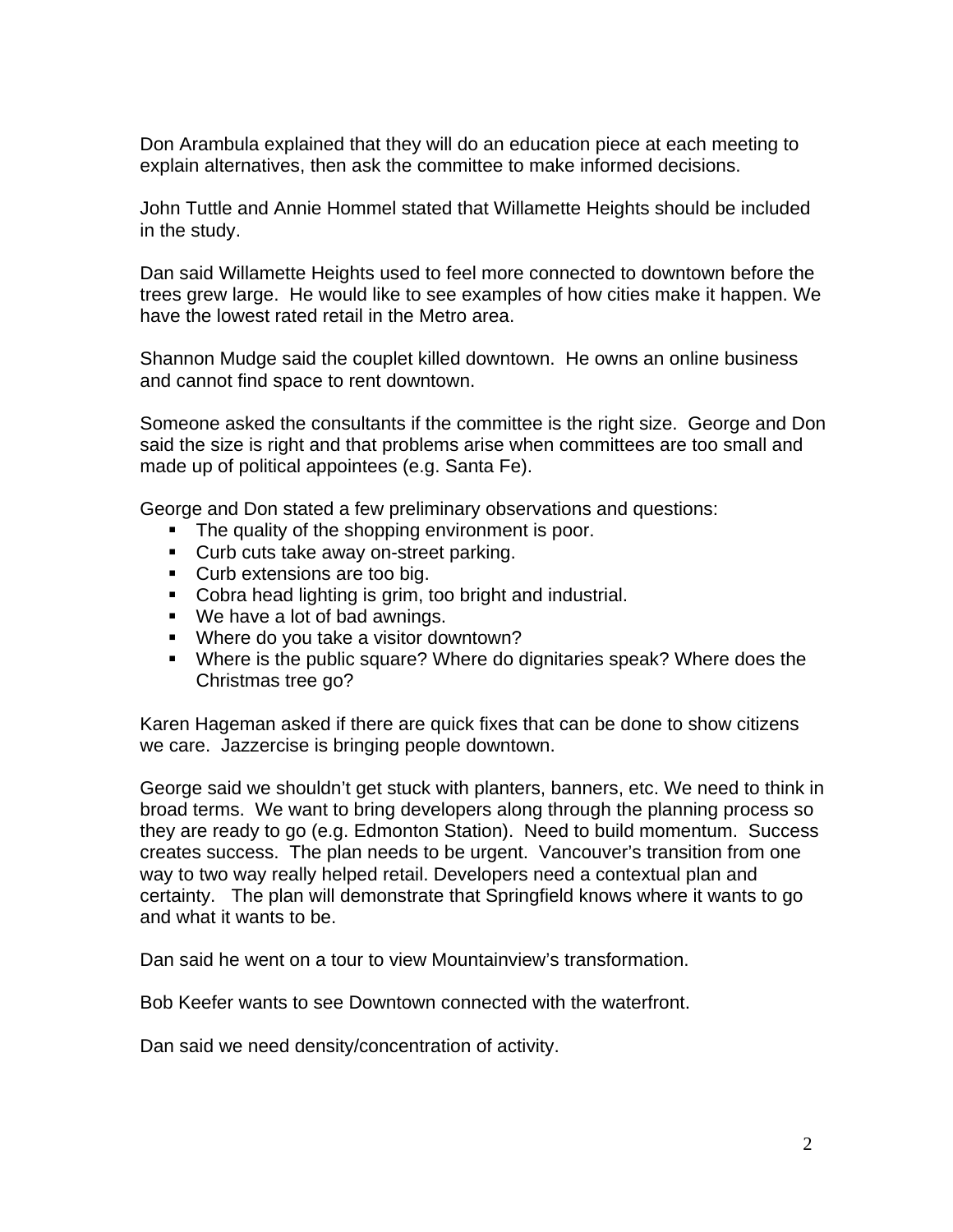Don Arambula explained that they will do an education piece at each meeting to explain alternatives, then ask the committee to make informed decisions.

John Tuttle and Annie Hommel stated that Willamette Heights should be included in the study.

Dan said Willamette Heights used to feel more connected to downtown before the trees grew large. He would like to see examples of how cities make it happen. We have the lowest rated retail in the Metro area.

Shannon Mudge said the couplet killed downtown. He owns an online business and cannot find space to rent downtown.

Someone asked the consultants if the committee is the right size. George and Don said the size is right and that problems arise when committees are too small and made up of political appointees (e.g. Santa Fe).

George and Don stated a few preliminary observations and questions:

- The quality of the shopping environment is poor.
- Curb cuts take away on-street parking.
- Curb extensions are too big.
- Cobra head lighting is grim, too bright and industrial.
- We have a lot of bad awnings.
- Where do you take a visitor downtown?
- Where is the public square? Where do dignitaries speak? Where does the Christmas tree go?

Karen Hageman asked if there are quick fixes that can be done to show citizens we care. Jazzercise is bringing people downtown.

George said we shouldn't get stuck with planters, banners, etc. We need to think in broad terms. We want to bring developers along through the planning process so they are ready to go (e.g. Edmonton Station). Need to build momentum. Success creates success. The plan needs to be urgent. Vancouver's transition from one way to two way really helped retail. Developers need a contextual plan and certainty. The plan will demonstrate that Springfield knows where it wants to go and what it wants to be.

Dan said he went on a tour to view Mountainview's transformation.

Bob Keefer wants to see Downtown connected with the waterfront.

Dan said we need density/concentration of activity.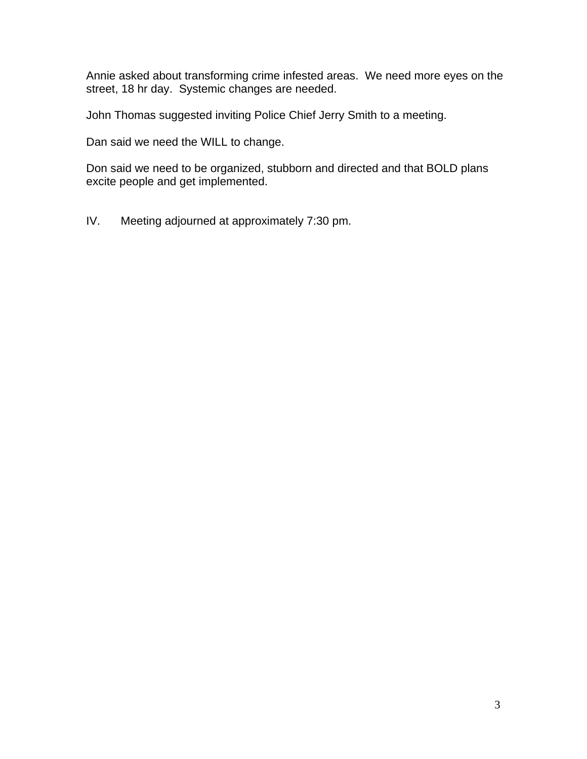Annie asked about transforming crime infested areas.  We need more eyes on the street, 18 hr day.  Systemic changes are needed.

John Thomas suggested inviting Police Chief Jerry Smith to a meeting.

Dan said we need the WILL to change.

Don said we need to be organized, stubborn and directed and that BOLD plans excite people and get implemented.

IV. Meeting adjourned at approximately 7:30 pm.